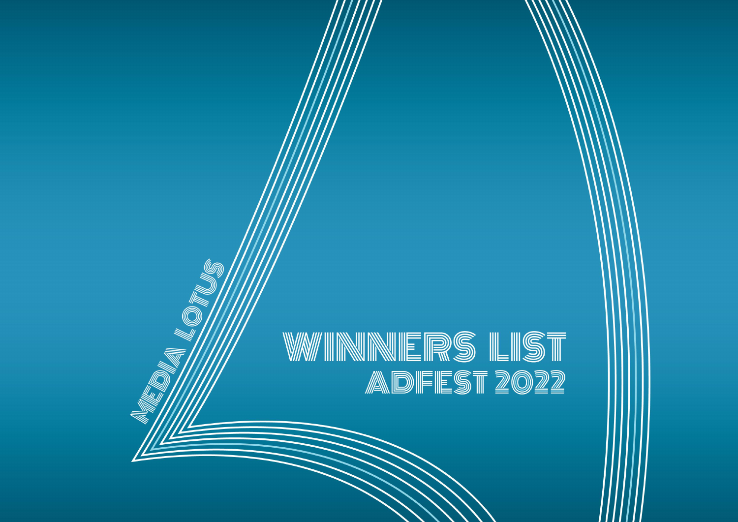MEDIA LOTUS

# WINNERS LIST
## ADFEST 2022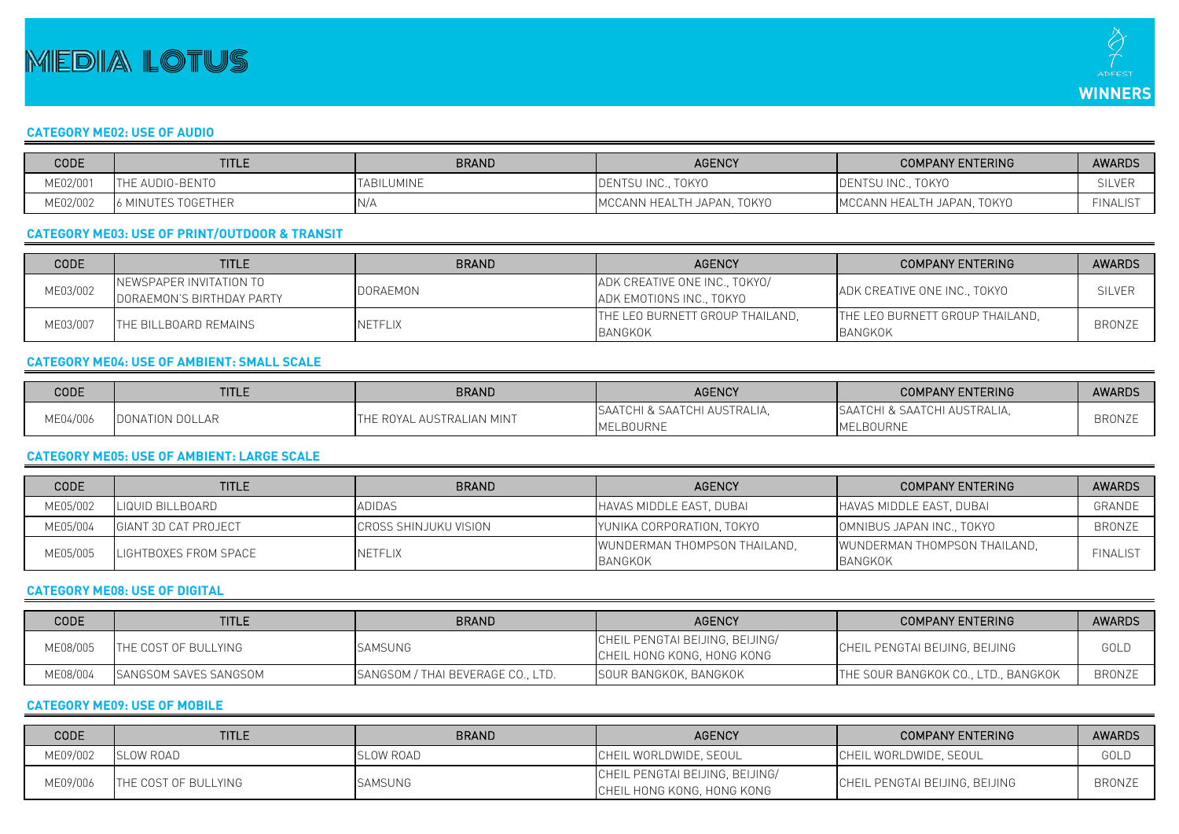# MEDIA LOTUS

**WINNERS**

### CATEGORY ME02: USE OF AUDIO

| CODE | TITLE | BRAND | AGENCY | COMPANY ENTERING | AWARDS |
|---|---|---|---|---|---|
| ME02/001 | THE AUDIO-BENTO | TABILUMINE | DENTSU INC., TOKYO | DENTSU INC., TOKYO | SILVER |
| ME02/002 | 6 MINUTES TOGETHER | N/A | MCCANN HEALTH JAPAN, TOKYO | MCCANN HEALTH JAPAN, TOKYO | FINALIST |

### CATEGORY ME03: USE OF PRINT/OUTDOOR & TRANSIT

| CODE | TITLE | BRAND | AGENCY | COMPANY ENTERING | AWARDS |
|---|---|---|---|---|---|
| ME03/002 | NEWSPAPER INVITATION TO DORAEMON'S BIRTHDAY PARTY | DORAEMON | ADK CREATIVE ONE INC., TOKYO/ ADK EMOTIONS INC., TOKYO | ADK CREATIVE ONE INC., TOKYO | SILVER |
| ME03/007 | THE BILLBOARD REMAINS | NETFLIX | THE LEO BURNETT GROUP THAILAND, BANGKOK | THE LEO BURNETT GROUP THAILAND, BANGKOK | BRONZE |

### CATEGORY ME04: USE OF AMBIENT: SMALL SCALE

| CODE | TITLE | BRAND | AGENCY | COMPANY ENTERING | AWARDS |
|---|---|---|---|---|---|
| ME04/006 | DONATION DOLLAR | THE ROYAL AUSTRALIAN MINT | SAATCHI & SAATCHI AUSTRALIA, MELBOURNE | SAATCHI & SAATCHI AUSTRALIA, MELBOURNE | BRONZE |

### CATEGORY ME05: USE OF AMBIENT: LARGE SCALE

| CODE | TITLE | BRAND | AGENCY | COMPANY ENTERING | AWARDS |
|---|---|---|---|---|---|
| ME05/002 | LIQUID BILLBOARD | ADIDAS | HAVAS MIDDLE EAST, DUBAI | HAVAS MIDDLE EAST, DUBAI | GRANDE |
| ME05/004 | GIANT 3D CAT PROJECT | CROSS SHINJUKU VISION | YUNIKA CORPORATION, TOKYO | OMNIBUS JAPAN INC., TOKYO | BRONZE |
| ME05/005 | LIGHTBOXES FROM SPACE | NETFLIX | WUNDERMAN THOMPSON THAILAND, BANGKOK | WUNDERMAN THOMPSON THAILAND, BANGKOK | FINALIST |

### CATEGORY ME08: USE OF DIGITAL

| CODE | TITLE | BRAND | AGENCY | COMPANY ENTERING | AWARDS |
|---|---|---|---|---|---|
| ME08/005 | THE COST OF BULLYING | SAMSUNG | CHEIL PENGTAI BEIJING, BEIJING/ CHEIL HONG KONG, HONG KONG | CHEIL PENGTAI BEIJING, BEIJING | GOLD |
| ME08/004 | SANGSOM SAVES SANGSOM | SANGSOM / THAI BEVERAGE CO., LTD. | SOUR BANGKOK, BANGKOK | THE SOUR BANGKOK CO., LTD., BANGKOK | BRONZE |

### CATEGORY ME09: USE OF MOBILE

| CODE | TITLE | BRAND | AGENCY | COMPANY ENTERING | AWARDS |
|---|---|---|---|---|---|
| ME09/002 | SLOW ROAD | SLOW ROAD | CHEIL WORLDWIDE, SEOUL | CHEIL WORLDWIDE, SEOUL | GOLD |
| ME09/006 | THE COST OF BULLYING | SAMSUNG | CHEIL PENGTAI BEIJING, BEIJING/ CHEIL HONG KONG, HONG KONG | CHEIL PENGTAI BEIJING, BEIJING | BRONZE |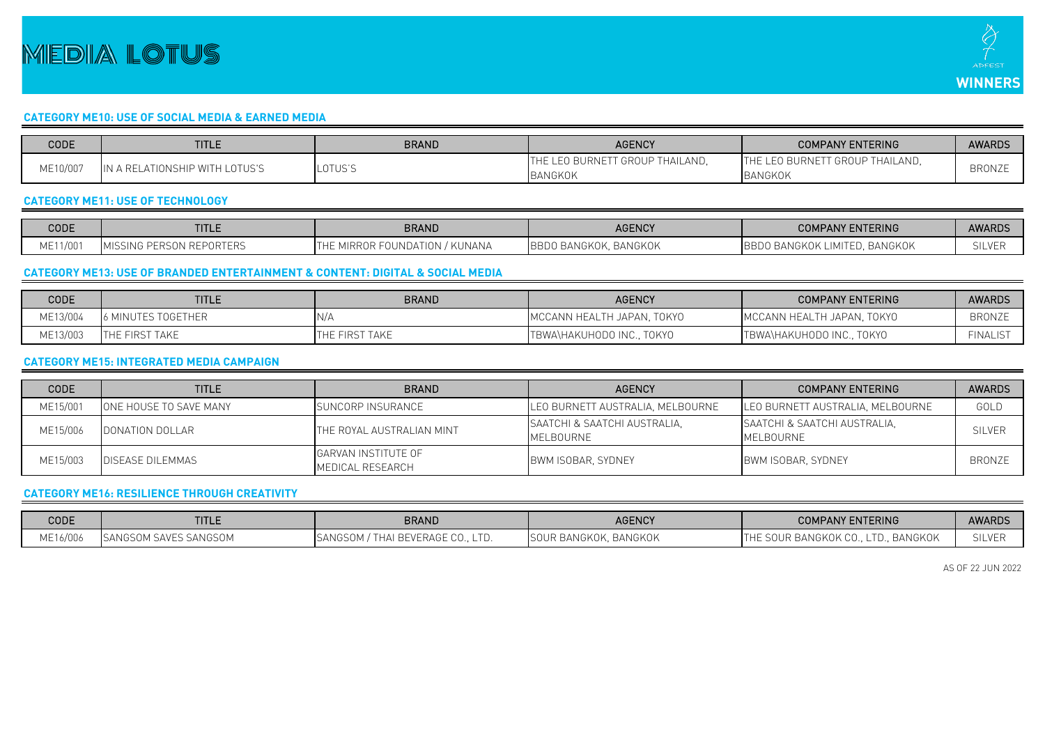# MEDIA LOTUS

ADFEST
WINNERS

### CATEGORY ME10: USE OF SOCIAL MEDIA & EARNED MEDIA

| CODE | TITLE | BRAND | AGENCY | COMPANY ENTERING | AWARDS |
|---|---|---|---|---|---|
| ME10/007 | IN A RELATIONSHIP WITH LOTUS'S | LOTUS'S | THE LEO BURNETT GROUP THAILAND, BANGKOK | THE LEO BURNETT GROUP THAILAND, BANGKOK | BRONZE |

### CATEGORY ME11: USE OF TECHNOLOGY

| CODE | TITLE | BRAND | AGENCY | COMPANY ENTERING | AWARDS |
|---|---|---|---|---|---|
| ME11/001 | MISSING PERSON REPORTERS | THE MIRROR FOUNDATION / KUNANA | BBDO BANGKOK, BANGKOK | BBDO BANGKOK LIMITED, BANGKOK | SILVER |

### CATEGORY ME13: USE OF BRANDED ENTERTAINMENT & CONTENT: DIGITAL & SOCIAL MEDIA

| CODE | TITLE | BRAND | AGENCY | COMPANY ENTERING | AWARDS |
|---|---|---|---|---|---|
| ME13/004 | 6 MINUTES TOGETHER | N/A | MCCANN HEALTH JAPAN, TOKYO | MCCANN HEALTH JAPAN, TOKYO | BRONZE |
| ME13/003 | THE FIRST TAKE | THE FIRST TAKE | TBWA\HAKUHODO INC., TOKYO | TBWA\HAKUHODO INC., TOKYO | FINALIST |

### CATEGORY ME15: INTEGRATED MEDIA CAMPAIGN

| CODE | TITLE | BRAND | AGENCY | COMPANY ENTERING | AWARDS |
|---|---|---|---|---|---|
| ME15/001 | ONE HOUSE TO SAVE MANY | SUNCORP INSURANCE | LEO BURNETT AUSTRALIA, MELBOURNE | LEO BURNETT AUSTRALIA, MELBOURNE | GOLD |
| ME15/006 | DONATION DOLLAR | THE ROYAL AUSTRALIAN MINT | SAATCHI & SAATCHI AUSTRALIA, MELBOURNE | SAATCHI & SAATCHI AUSTRALIA, MELBOURNE | SILVER |
| ME15/003 | DISEASE DILEMMAS | GARVAN INSTITUTE OF MEDICAL RESEARCH | BWM ISOBAR, SYDNEY | BWM ISOBAR, SYDNEY | BRONZE |

### CATEGORY ME16: RESILIENCE THROUGH CREATIVITY

| CODE | TITLE | BRAND | AGENCY | COMPANY ENTERING | AWARDS |
|---|---|---|---|---|---|
| ME16/006 | SANGSOM SAVES SANGSOM | SANGSOM / THAI BEVERAGE CO., LTD. | SOUR BANGKOK, BANGKOK | THE SOUR BANGKOK CO., LTD., BANGKOK | SILVER |

AS OF 22 JUN 2022